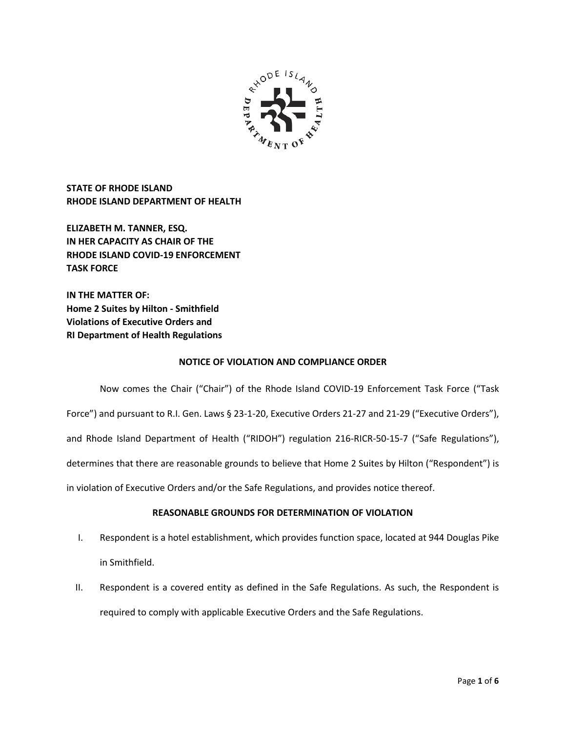**STATE OF RHODE ISLAND**
**RHODE ISLAND DEPARTMENT OF HEALTH**

**ELIZABETH M. TANNER, ESQ.**
**IN HER CAPACITY AS CHAIR OF THE**
**RHODE ISLAND COVID-19 ENFORCEMENT**
**TASK FORCE**

**IN THE MATTER OF:**
**Home 2 Suites by Hilton - Smithfield**
**Violations of Executive Orders and**
**RI Department of Health Regulations**

## NOTICE OF VIOLATION AND COMPLIANCE ORDER

Now comes the Chair ("Chair") of the Rhode Island COVID-19 Enforcement Task Force ("Task Force") and pursuant to R.I. Gen. Laws § 23-1-20, Executive Orders 21-27 and 21-29 ("Executive Orders"), and Rhode Island Department of Health ("RIDOH") regulation 216-RICR-50-15-7 ("Safe Regulations"), determines that there are reasonable grounds to believe that Home 2 Suites by Hilton ("Respondent") is in violation of Executive Orders and/or the Safe Regulations, and provides notice thereof.

## REASONABLE GROUNDS FOR DETERMINATION OF VIOLATION

I. Respondent is a hotel establishment, which provides function space, located at 944 Douglas Pike in Smithfield.

II. Respondent is a covered entity as defined in the Safe Regulations. As such, the Respondent is required to comply with applicable Executive Orders and the Safe Regulations.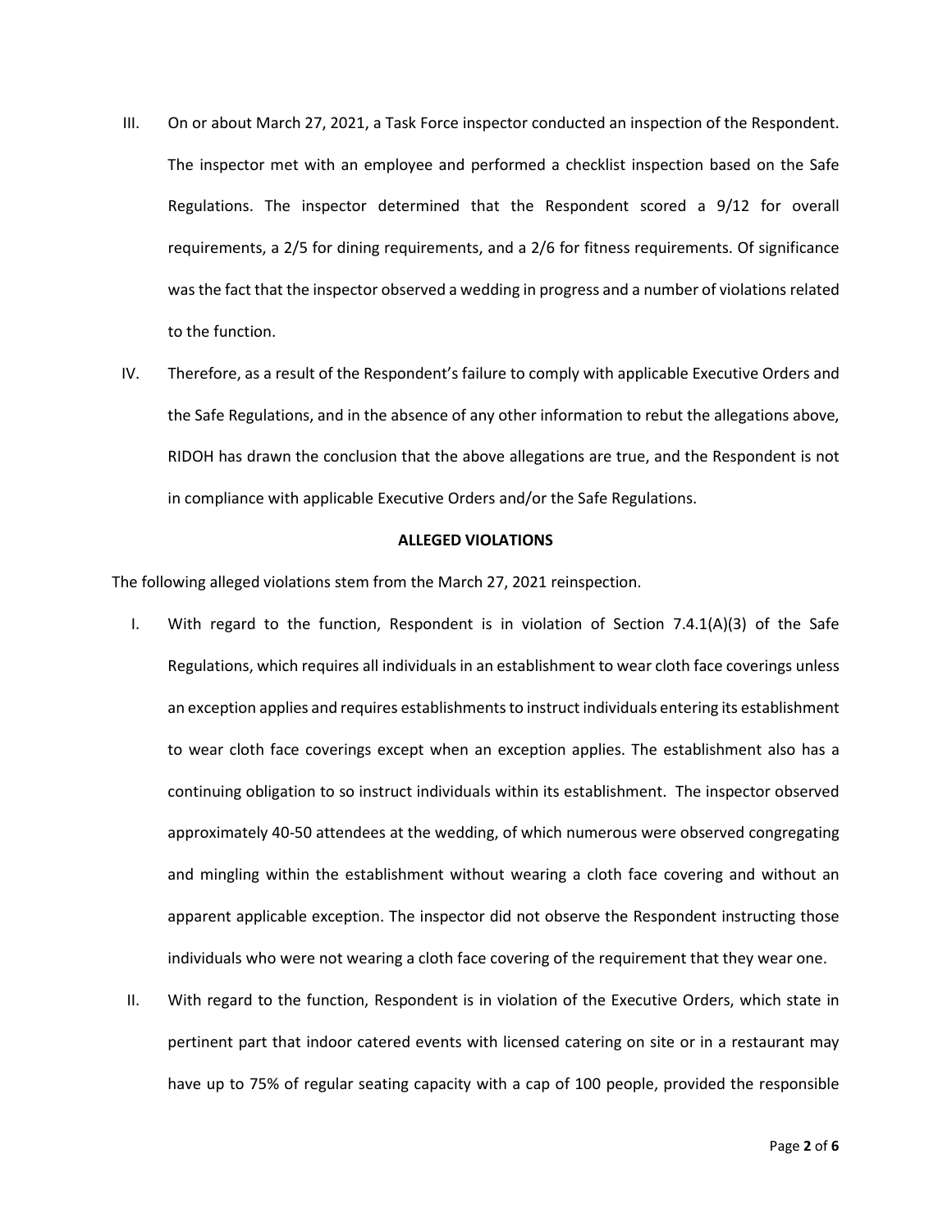III. On or about March 27, 2021, a Task Force inspector conducted an inspection of the Respondent. The inspector met with an employee and performed a checklist inspection based on the Safe Regulations. The inspector determined that the Respondent scored a 9/12 for overall requirements, a 2/5 for dining requirements, and a 2/6 for fitness requirements. Of significance was the fact that the inspector observed a wedding in progress and a number of violations related to the function.

IV. Therefore, as a result of the Respondent's failure to comply with applicable Executive Orders and the Safe Regulations, and in the absence of any other information to rebut the allegations above, RIDOH has drawn the conclusion that the above allegations are true, and the Respondent is not in compliance with applicable Executive Orders and/or the Safe Regulations.

**ALLEGED VIOLATIONS**

The following alleged violations stem from the March 27, 2021 reinspection.

I. With regard to the function, Respondent is in violation of Section 7.4.1(A)(3) of the Safe Regulations, which requires all individuals in an establishment to wear cloth face coverings unless an exception applies and requires establishments to instruct individuals entering its establishment to wear cloth face coverings except when an exception applies. The establishment also has a continuing obligation to so instruct individuals within its establishment. The inspector observed approximately 40-50 attendees at the wedding, of which numerous were observed congregating and mingling within the establishment without wearing a cloth face covering and without an apparent applicable exception. The inspector did not observe the Respondent instructing those individuals who were not wearing a cloth face covering of the requirement that they wear one.

II. With regard to the function, Respondent is in violation of the Executive Orders, which state in pertinent part that indoor catered events with licensed catering on site or in a restaurant may have up to 75% of regular seating capacity with a cap of 100 people, provided the responsible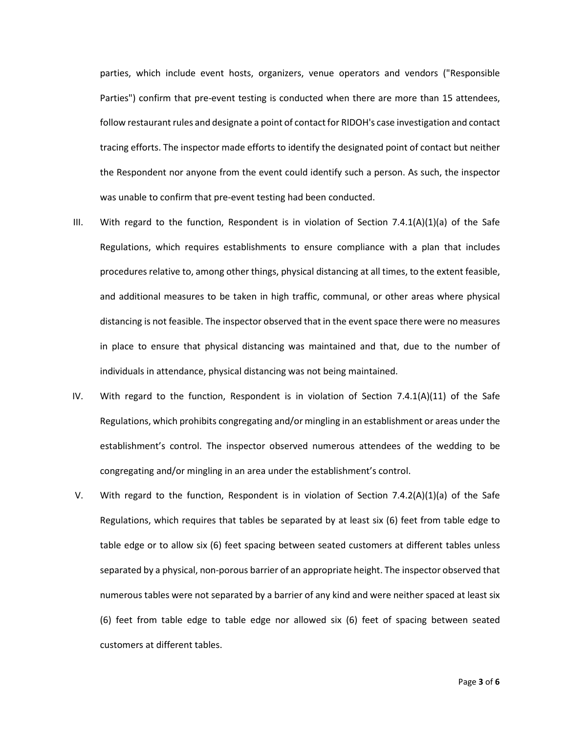parties, which include event hosts, organizers, venue operators and vendors ("Responsible Parties") confirm that pre-event testing is conducted when there are more than 15 attendees, follow restaurant rules and designate a point of contact for RIDOH's case investigation and contact tracing efforts. The inspector made efforts to identify the designated point of contact but neither the Respondent nor anyone from the event could identify such a person. As such, the inspector was unable to confirm that pre-event testing had been conducted.

III. With regard to the function, Respondent is in violation of Section 7.4.1(A)(1)(a) of the Safe Regulations, which requires establishments to ensure compliance with a plan that includes procedures relative to, among other things, physical distancing at all times, to the extent feasible, and additional measures to be taken in high traffic, communal, or other areas where physical distancing is not feasible. The inspector observed that in the event space there were no measures in place to ensure that physical distancing was maintained and that, due to the number of individuals in attendance, physical distancing was not being maintained.

IV. With regard to the function, Respondent is in violation of Section 7.4.1(A)(11) of the Safe Regulations, which prohibits congregating and/or mingling in an establishment or areas under the establishment's control. The inspector observed numerous attendees of the wedding to be congregating and/or mingling in an area under the establishment's control.

V. With regard to the function, Respondent is in violation of Section 7.4.2(A)(1)(a) of the Safe Regulations, which requires that tables be separated by at least six (6) feet from table edge to table edge or to allow six (6) feet spacing between seated customers at different tables unless separated by a physical, non-porous barrier of an appropriate height. The inspector observed that numerous tables were not separated by a barrier of any kind and were neither spaced at least six (6) feet from table edge to table edge nor allowed six (6) feet of spacing between seated customers at different tables.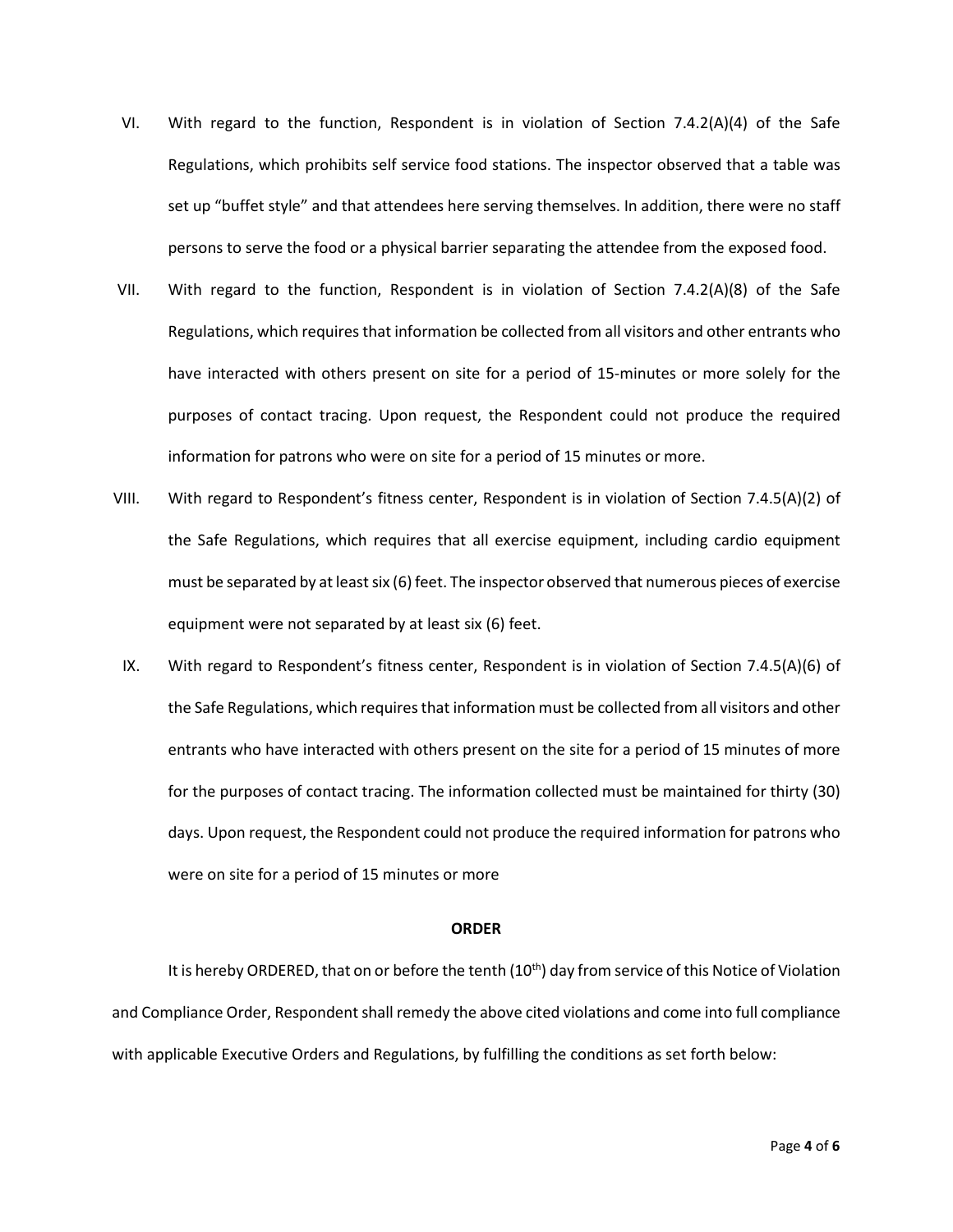VI. With regard to the function, Respondent is in violation of Section 7.4.2(A)(4) of the Safe Regulations, which prohibits self service food stations. The inspector observed that a table was set up "buffet style" and that attendees here serving themselves. In addition, there were no staff persons to serve the food or a physical barrier separating the attendee from the exposed food.

VII. With regard to the function, Respondent is in violation of Section 7.4.2(A)(8) of the Safe Regulations, which requires that information be collected from all visitors and other entrants who have interacted with others present on site for a period of 15-minutes or more solely for the purposes of contact tracing. Upon request, the Respondent could not produce the required information for patrons who were on site for a period of 15 minutes or more.

VIII. With regard to Respondent's fitness center, Respondent is in violation of Section 7.4.5(A)(2) of the Safe Regulations, which requires that all exercise equipment, including cardio equipment must be separated by at least six (6) feet. The inspector observed that numerous pieces of exercise equipment were not separated by at least six (6) feet.

IX. With regard to Respondent's fitness center, Respondent is in violation of Section 7.4.5(A)(6) of the Safe Regulations, which requires that information must be collected from all visitors and other entrants who have interacted with others present on the site for a period of 15 minutes of more for the purposes of contact tracing. The information collected must be maintained for thirty (30) days. Upon request, the Respondent could not produce the required information for patrons who were on site for a period of 15 minutes or more

**ORDER**

It is hereby ORDERED, that on or before the tenth (10th) day from service of this Notice of Violation and Compliance Order, Respondent shall remedy the above cited violations and come into full compliance with applicable Executive Orders and Regulations, by fulfilling the conditions as set forth below: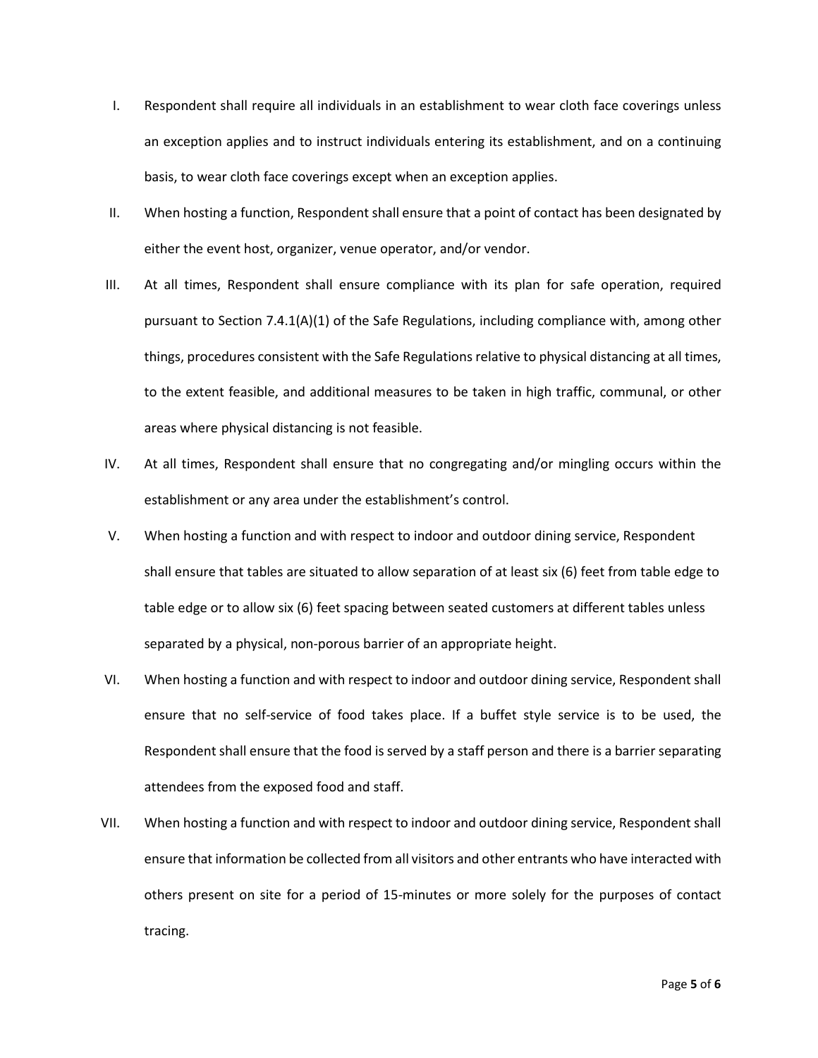I. Respondent shall require all individuals in an establishment to wear cloth face coverings unless an exception applies and to instruct individuals entering its establishment, and on a continuing basis, to wear cloth face coverings except when an exception applies.

II. When hosting a function, Respondent shall ensure that a point of contact has been designated by either the event host, organizer, venue operator, and/or vendor.

III. At all times, Respondent shall ensure compliance with its plan for safe operation, required pursuant to Section 7.4.1(A)(1) of the Safe Regulations, including compliance with, among other things, procedures consistent with the Safe Regulations relative to physical distancing at all times, to the extent feasible, and additional measures to be taken in high traffic, communal, or other areas where physical distancing is not feasible.

IV. At all times, Respondent shall ensure that no congregating and/or mingling occurs within the establishment or any area under the establishment's control.

V. When hosting a function and with respect to indoor and outdoor dining service, Respondent shall ensure that tables are situated to allow separation of at least six (6) feet from table edge to table edge or to allow six (6) feet spacing between seated customers at different tables unless separated by a physical, non-porous barrier of an appropriate height.

VI. When hosting a function and with respect to indoor and outdoor dining service, Respondent shall ensure that no self-service of food takes place. If a buffet style service is to be used, the Respondent shall ensure that the food is served by a staff person and there is a barrier separating attendees from the exposed food and staff.

VII. When hosting a function and with respect to indoor and outdoor dining service, Respondent shall ensure that information be collected from all visitors and other entrants who have interacted with others present on site for a period of 15-minutes or more solely for the purposes of contact tracing.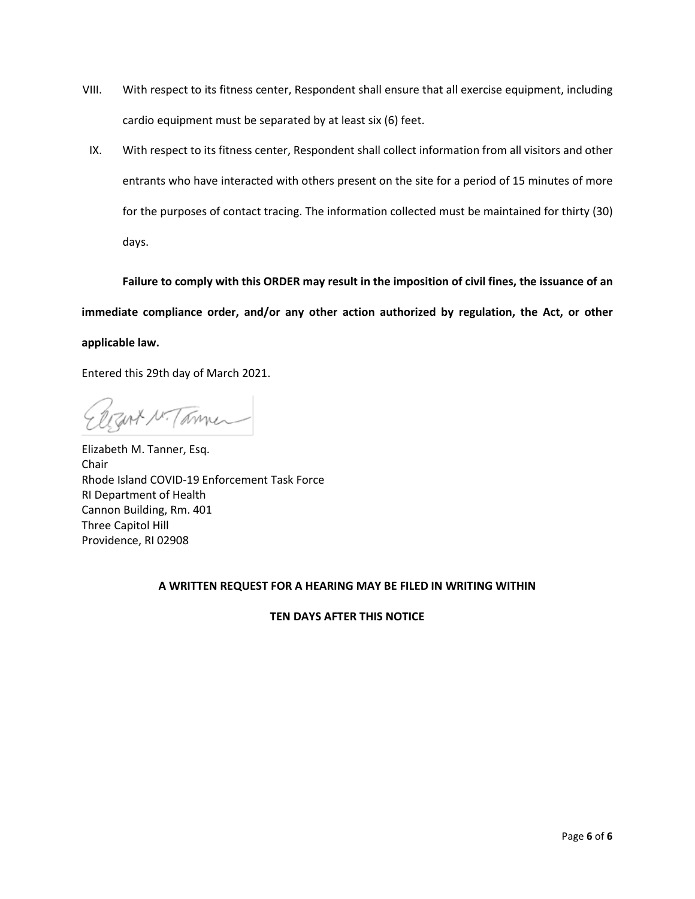VIII. With respect to its fitness center, Respondent shall ensure that all exercise equipment, including cardio equipment must be separated by at least six (6) feet.

IX. With respect to its fitness center, Respondent shall collect information from all visitors and other entrants who have interacted with others present on the site for a period of 15 minutes of more for the purposes of contact tracing. The information collected must be maintained for thirty (30) days.

**Failure to comply with this ORDER may result in the imposition of civil fines, the issuance of an immediate compliance order, and/or any other action authorized by regulation, the Act, or other applicable law.**

Entered this 29th day of March 2021.

Elizabeth M. Tanner, Esq.
Chair
Rhode Island COVID-19 Enforcement Task Force
RI Department of Health
Cannon Building, Rm. 401
Three Capitol Hill
Providence, RI 02908

**A WRITTEN REQUEST FOR A HEARING MAY BE FILED IN WRITING WITHIN**

**TEN DAYS AFTER THIS NOTICE**